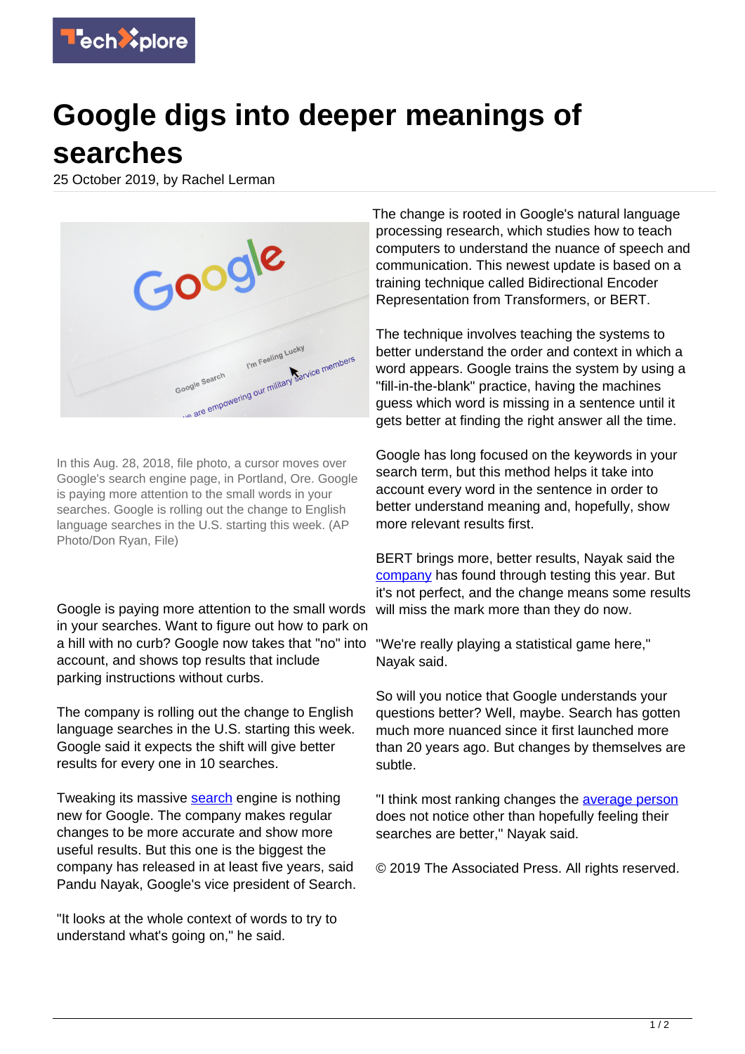# Google digs into deeper meanings of searches

25 October 2019, by Rachel Lerman

In this Aug. 28, 2018, file photo, a cursor moves over Google's search engine page, in Portland, Ore. Google is paying more attention to the small words in your searches. Google is rolling out the change to English language searches in the U.S. starting this week. (AP Photo/Don Ryan, File)

Google is paying more attention to the small words in your searches. Want to figure out how to park on a hill with no curb? Google now takes that "no" into account, and shows top results that include parking instructions without curbs.

The company is rolling out the change to English language searches in the U.S. starting this week. Google said it expects the shift will give better results for every one in 10 searches.

Tweaking its massive search engine is nothing new for Google. The company makes regular changes to be more accurate and show more useful results. But this one is the biggest the company has released in at least five years, said Pandu Nayak, Google's vice president of Search.

"It looks at the whole context of words to try to understand what's going on," he said.

The change is rooted in Google's natural language processing research, which studies how to teach computers to understand the nuance of speech and communication. This newest update is based on a training technique called Bidirectional Encoder Representation from Transformers, or BERT.

The technique involves teaching the systems to better understand the order and context in which a word appears. Google trains the system by using a "fill-in-the-blank" practice, having the machines guess which word is missing in a sentence until it gets better at finding the right answer all the time.

Google has long focused on the keywords in your search term, but this method helps it take into account every word in the sentence in order to better understand meaning and, hopefully, show more relevant results first.

BERT brings more, better results, Nayak said the company has found through testing this year. But it's not perfect, and the change means some results will miss the mark more than they do now.

"We're really playing a statistical game here," Nayak said.

So will you notice that Google understands your questions better? Well, maybe. Search has gotten much more nuanced since it first launched more than 20 years ago. But changes by themselves are subtle.

"I think most ranking changes the average person does not notice other than hopefully feeling their searches are better," Nayak said.

© 2019 The Associated Press. All rights reserved.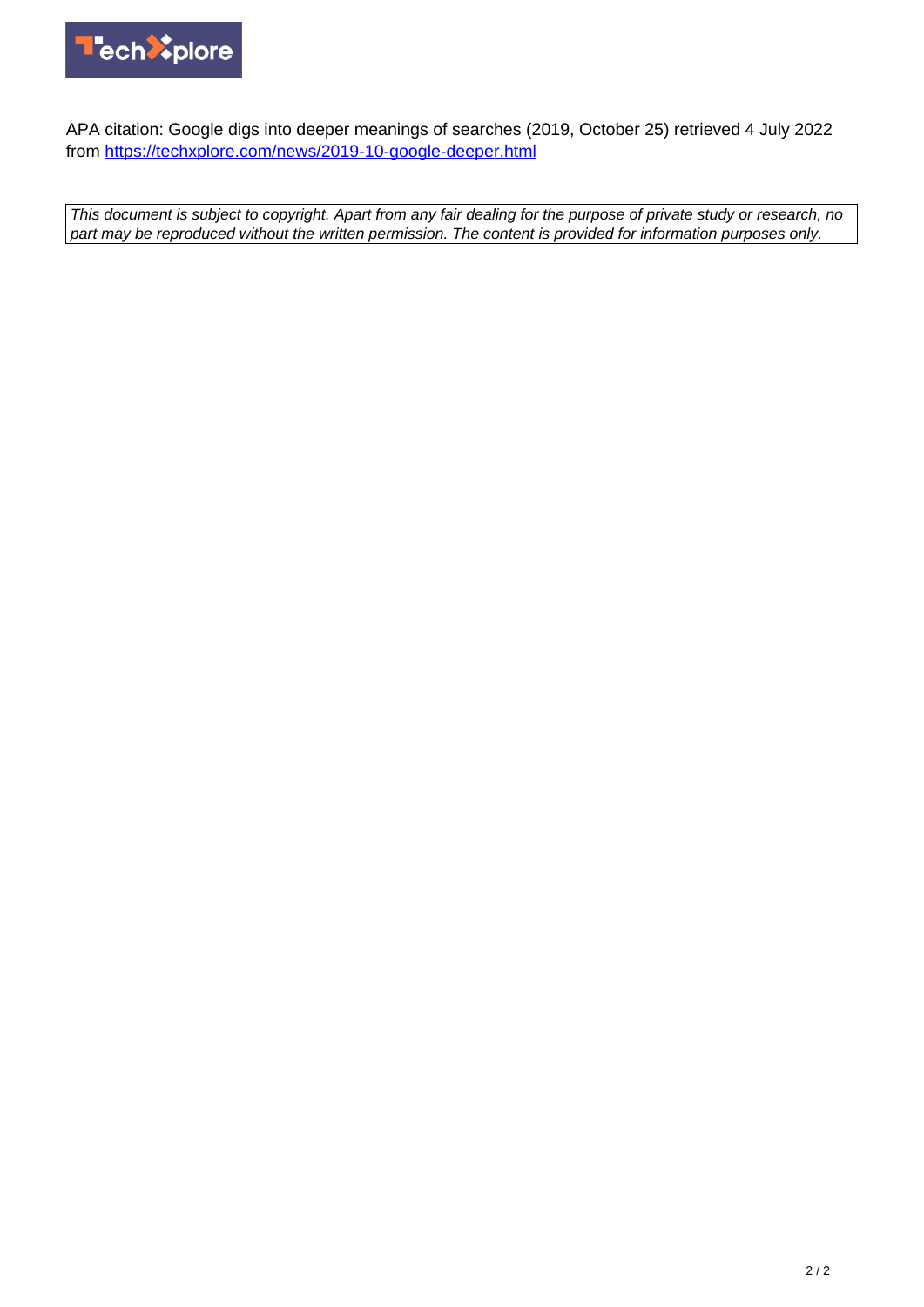APA citation: Google digs into deeper meanings of searches (2019, October 25) retrieved 4 July 2022 from https://techxplore.com/news/2019-10-google-deeper.html

*This document is subject to copyright. Apart from any fair dealing for the purpose of private study or research, no part may be reproduced without the written permission. The content is provided for information purposes only.*